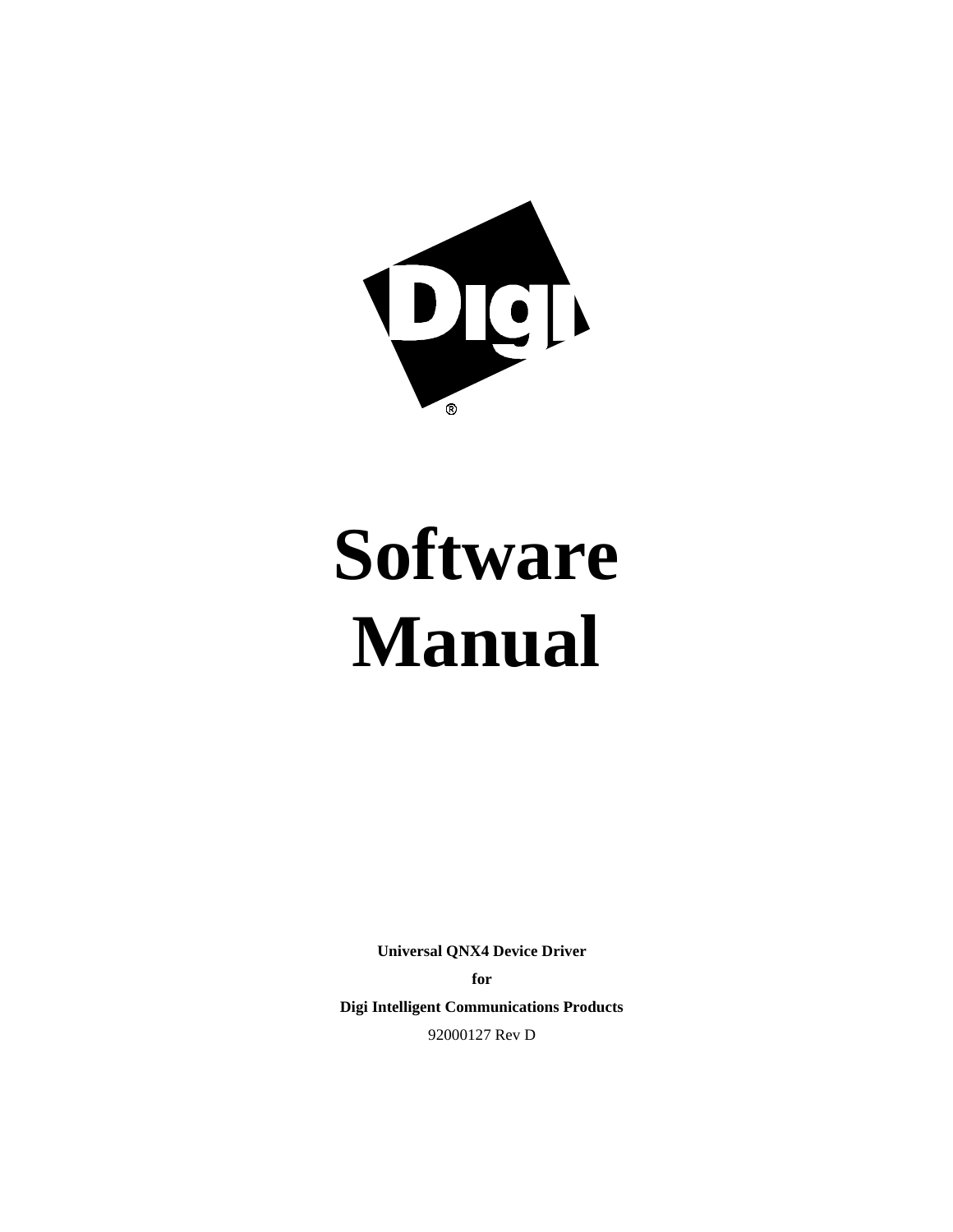# Software Manual

**Universal QNX4 Device Driver**

**for**

**Digi Intelligent Communications Products**

92000127 Rev D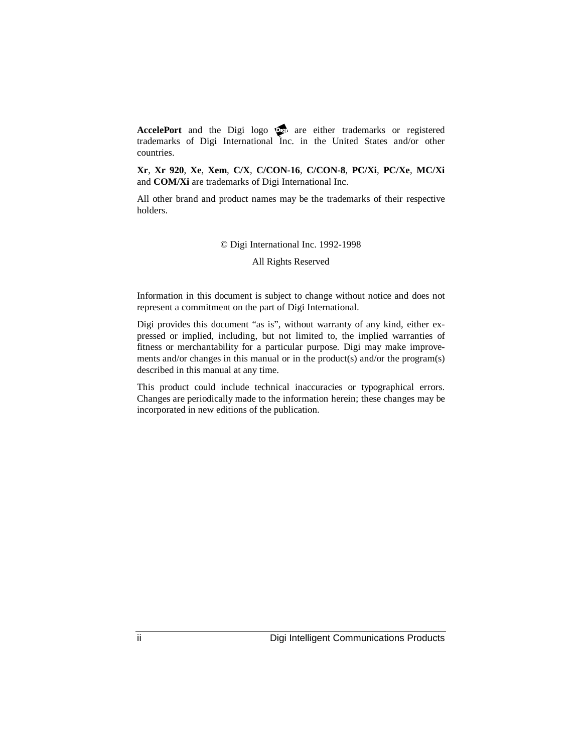**AccelePort** and the Digi logo are either trademarks or registered trademarks of Digi International Inc. in the United States and/or other countries.

**Xr**, **Xr 920**, **Xe**, **Xem**, **C/X**, **C/CON-16**, **C/CON-8**, **PC/Xi**, **PC/Xe**, **MC/Xi** and **COM/Xi** are trademarks of Digi International Inc.

All other brand and product names may be the trademarks of their respective holders.

© Digi International Inc. 1992-1998

All Rights Reserved

Information in this document is subject to change without notice and does not represent a commitment on the part of Digi International.

Digi provides this document "as is", without warranty of any kind, either expressed or implied, including, but not limited to, the implied warranties of fitness or merchantability for a particular purpose. Digi may make improvements and/or changes in this manual or in the product(s) and/or the program(s) described in this manual at any time.

This product could include technical inaccuracies or typographical errors. Changes are periodically made to the information herein; these changes may be incorporated in new editions of the publication.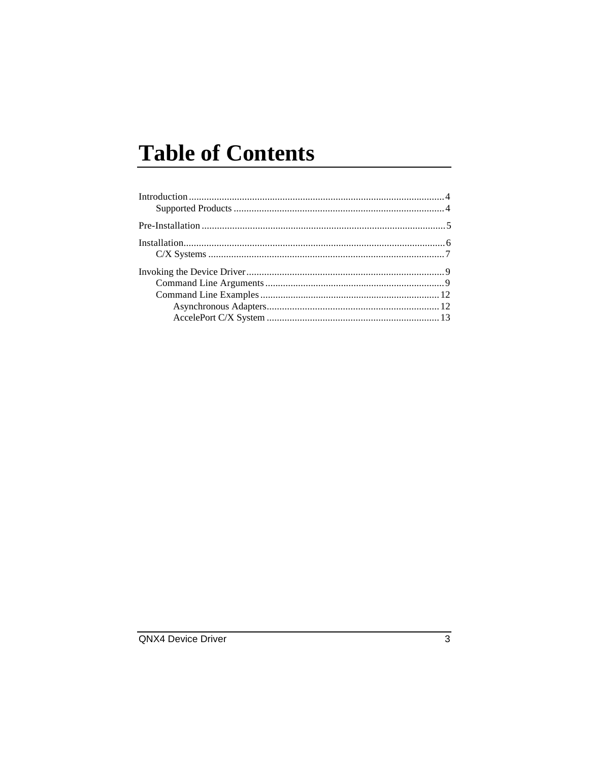# Table of Contents

Introduction....................................................................................................4
- Supported Products ...................................................................................4

Pre-Installation ...............................................................................................5

Installation.......................................................................................................6
- C/X Systems .............................................................................................7

Invoking the Device Driver.............................................................................9
- Command Line Arguments......................................................................9
- Command Line Examples.......................................................................12
  - Asynchronous Adapters....................................................................12
  - AccelePort C/X System ....................................................................13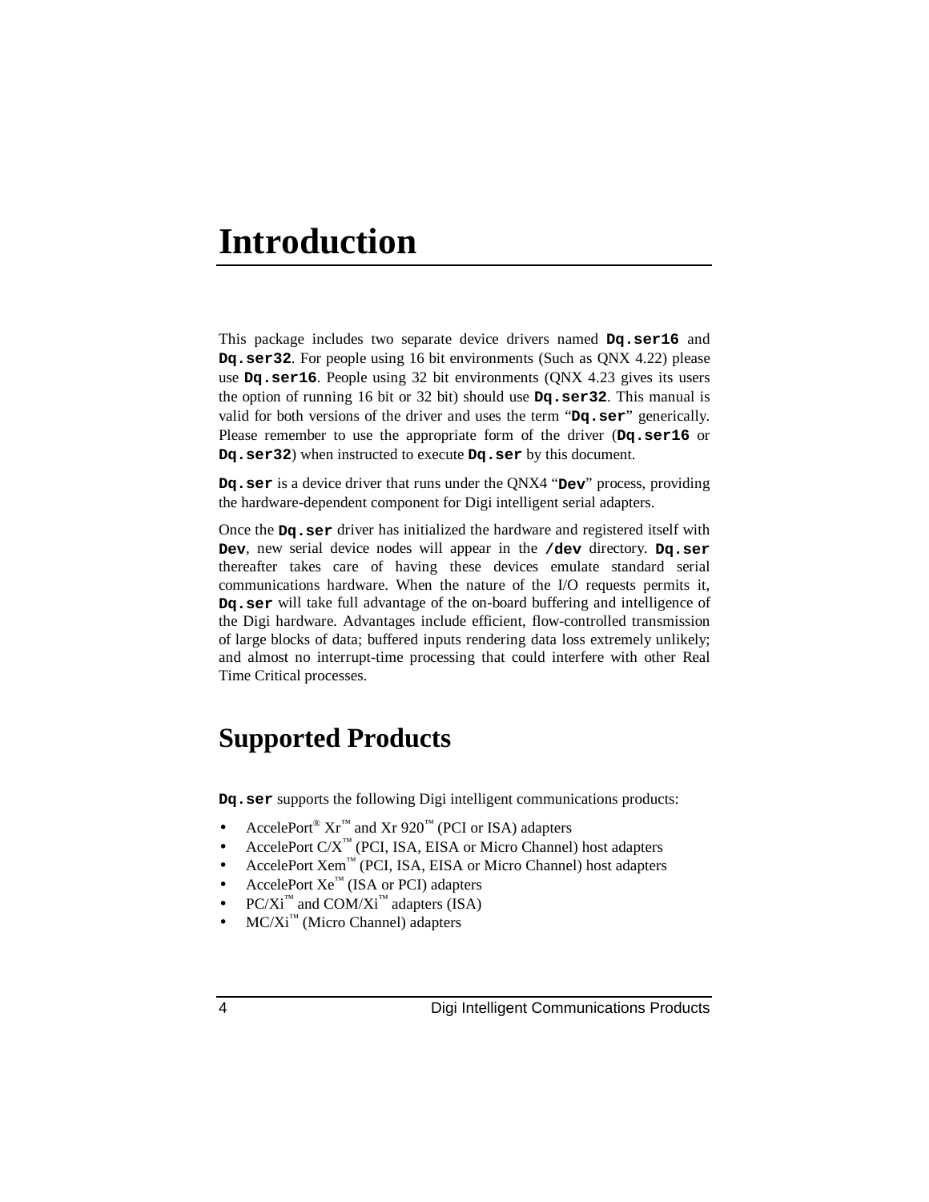# Introduction

This package includes two separate device drivers named **`Dq.ser16`** and **`Dq.ser32`**. For people using 16 bit environments (Such as QNX 4.22) please use **`Dq.ser16`**. People using 32 bit environments (QNX 4.23 gives its users the option of running 16 bit or 32 bit) should use **`Dq.ser32`**. This manual is valid for both versions of the driver and uses the term "**`Dq.ser`**" generically. Please remember to use the appropriate form of the driver (**`Dq.ser16`** or **`Dq.ser32`**) when instructed to execute **`Dq.ser`** by this document.

**`Dq.ser`** is a device driver that runs under the QNX4 "**`Dev`**" process, providing the hardware-dependent component for Digi intelligent serial adapters.

Once the **`Dq.ser`** driver has initialized the hardware and registered itself with **`Dev`**, new serial device nodes will appear in the **`/dev`** directory. **`Dq.ser`** thereafter takes care of having these devices emulate standard serial communications hardware. When the nature of the I/O requests permits it, **`Dq.ser`** will take full advantage of the on-board buffering and intelligence of the Digi hardware. Advantages include efficient, flow-controlled transmission of large blocks of data; buffered inputs rendering data loss extremely unlikely; and almost no interrupt-time processing that could interfere with other Real Time Critical processes.

## Supported Products

**`Dq.ser`** supports the following Digi intelligent communications products:

- AccelePort® Xr™ and Xr 920™ (PCI or ISA) adapters
- AccelePort C/X™ (PCI, ISA, EISA or Micro Channel) host adapters
- AccelePort Xem™ (PCI, ISA, EISA or Micro Channel) host adapters
- AccelePort Xe™ (ISA or PCI) adapters
- PC/Xi™ and COM/Xi™ adapters (ISA)
- MC/Xi™ (Micro Channel) adapters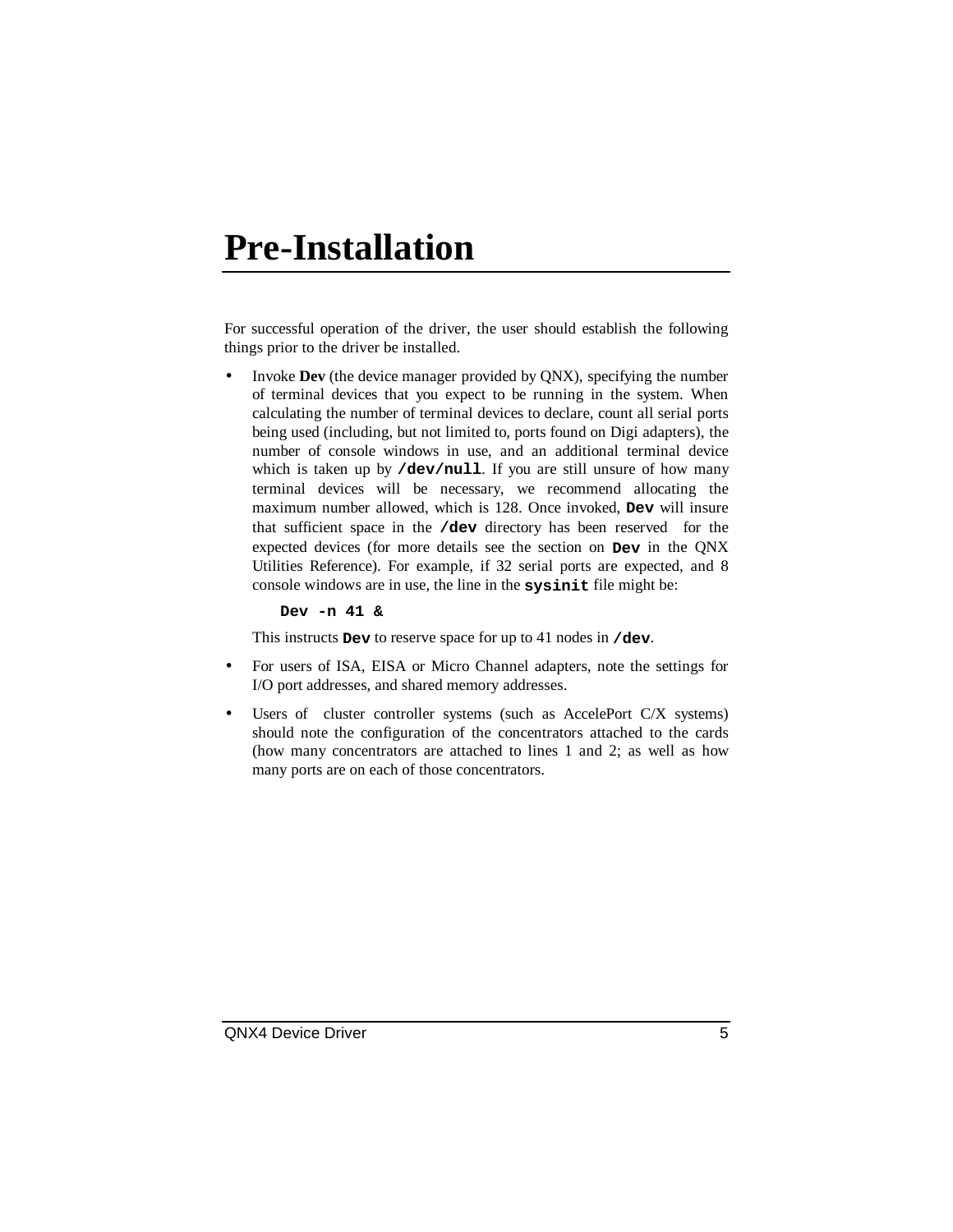# Pre-Installation

For successful operation of the driver, the user should establish the following things prior to the driver be installed.

- Invoke **Dev** (the device manager provided by QNX), specifying the number of terminal devices that you expect to be running in the system. When calculating the number of terminal devices to declare, count all serial ports being used (including, but not limited to, ports found on Digi adapters), the number of console windows in use, and an additional terminal device which is taken up by **`/dev/null`**. If you are still unsure of how many terminal devices will be necessary, we recommend allocating the maximum number allowed, which is 128. Once invoked, **`Dev`** will insure that sufficient space in the **`/dev`** directory has been reserved for the expected devices (for more details see the section on **`Dev`** in the QNX Utilities Reference). For example, if 32 serial ports are expected, and 8 console windows are in use, the line in the **`sysinit`** file might be:

  ```
  Dev -n 41 &
  ```

  This instructs **`Dev`** to reserve space for up to 41 nodes in **`/dev`**.

- For users of ISA, EISA or Micro Channel adapters, note the settings for I/O port addresses, and shared memory addresses.

- Users of cluster controller systems (such as AccelePort C/X systems) should note the configuration of the concentrators attached to the cards (how many concentrators are attached to lines 1 and 2; as well as how many ports are on each of those concentrators.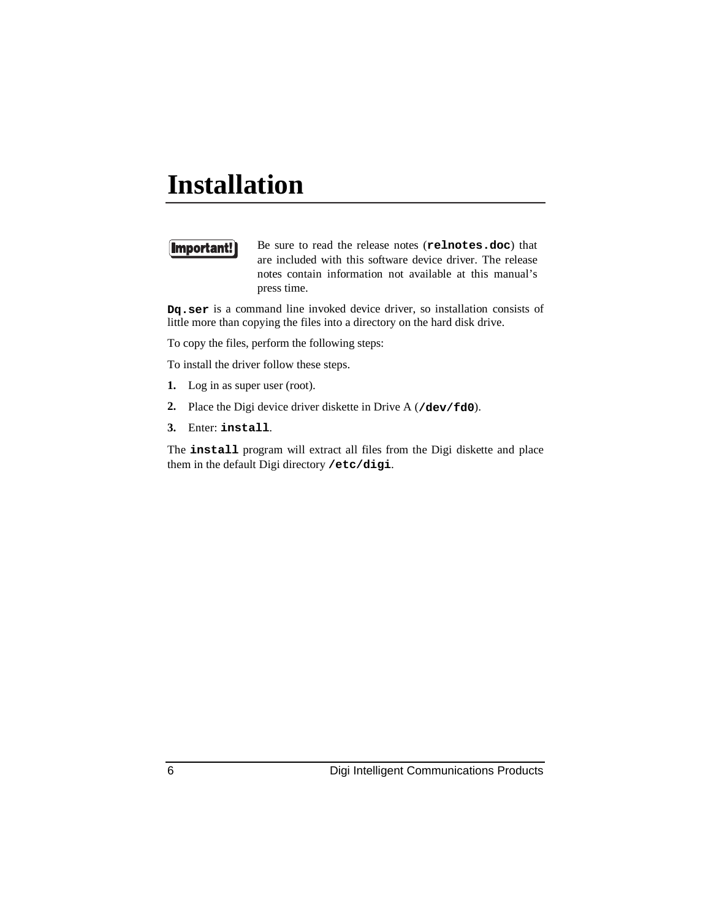# Installation

**Important!** Be sure to read the release notes (**`relnotes.doc`**) that are included with this software device driver. The release notes contain information not available at this manual's press time.

**`Dq.ser`** is a command line invoked device driver, so installation consists of little more than copying the files into a directory on the hard disk drive.

To copy the files, perform the following steps:

To install the driver follow these steps.

1. Log in as super user (root).
2. Place the Digi device driver diskette in Drive A (**`/dev/fd0`**).
3. Enter: **`install`**.

The **`install`** program will extract all files from the Digi diskette and place them in the default Digi directory **`/etc/digi`**.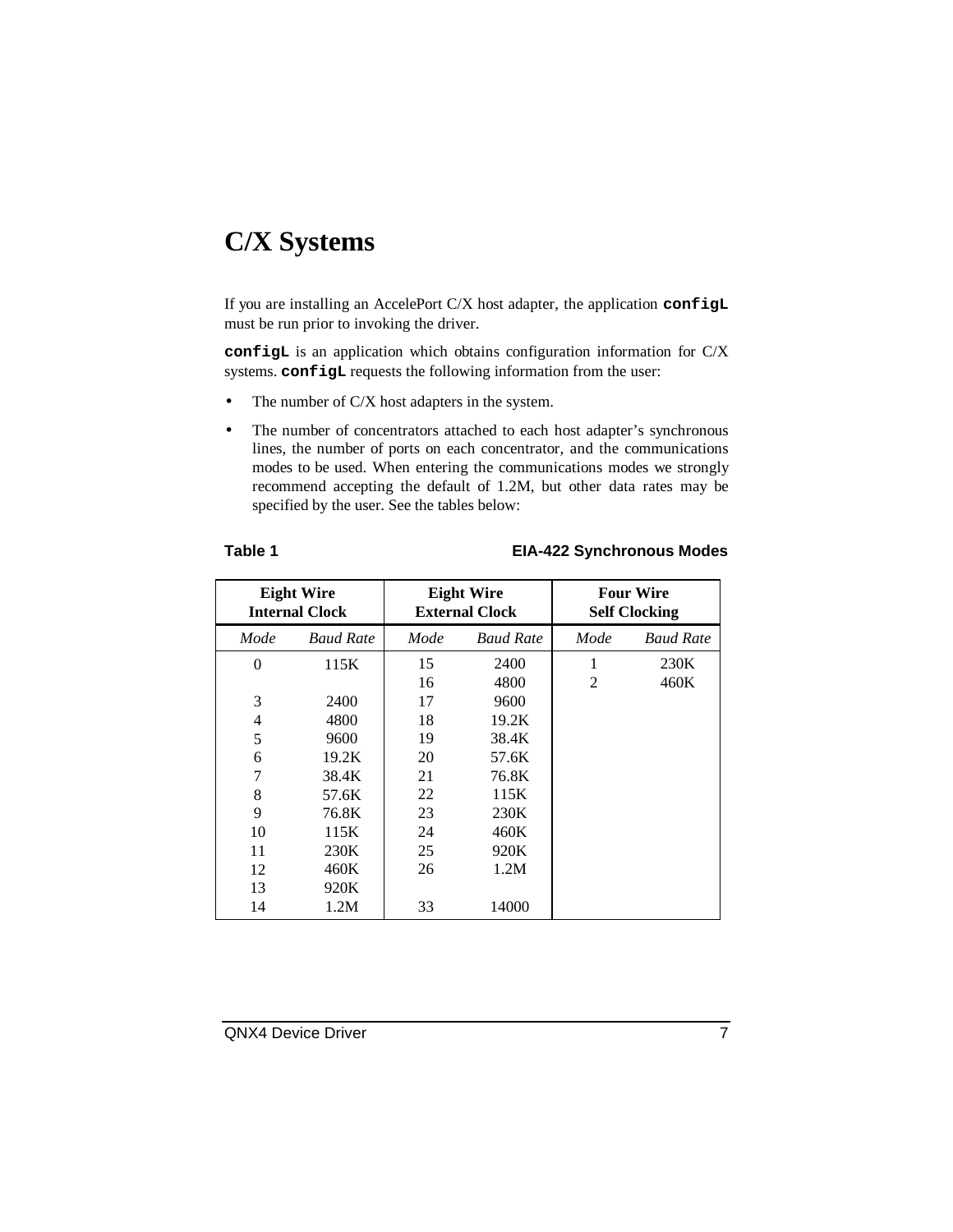# C/X Systems

If you are installing an AccelePort C/X host adapter, the application **`configL`** must be run prior to invoking the driver.

**`configL`** is an application which obtains configuration information for C/X systems. **`configL`** requests the following information from the user:

- The number of C/X host adapters in the system.
- The number of concentrators attached to each host adapter's synchronous lines, the number of ports on each concentrator, and the communications modes to be used. When entering the communications modes we strongly recommend accepting the default of 1.2M, but other data rates may be specified by the user. See the tables below:

**Table 1** **EIA-422 Synchronous Modes**

| **Eight Wire Internal Clock** | | **Eight Wire External Clock** | | **Four Wire Self Clocking** | |
|---|---|---|---|---|---|
| *Mode* | *Baud Rate* | *Mode* | *Baud Rate* | *Mode* | *Baud Rate* |
| 0 | 115K | 15 | 2400 | 1 | 230K |
| | | 16 | 4800 | 2 | 460K |
| 3 | 2400 | 17 | 9600 | | |
| 4 | 4800 | 18 | 19.2K | | |
| 5 | 9600 | 19 | 38.4K | | |
| 6 | 19.2K | 20 | 57.6K | | |
| 7 | 38.4K | 21 | 76.8K | | |
| 8 | 57.6K | 22 | 115K | | |
| 9 | 76.8K | 23 | 230K | | |
| 10 | 115K | 24 | 460K | | |
| 11 | 230K | 25 | 920K | | |
| 12 | 460K | 26 | 1.2M | | |
| 13 | 920K | | | | |
| 14 | 1.2M | 33 | 14000 | | |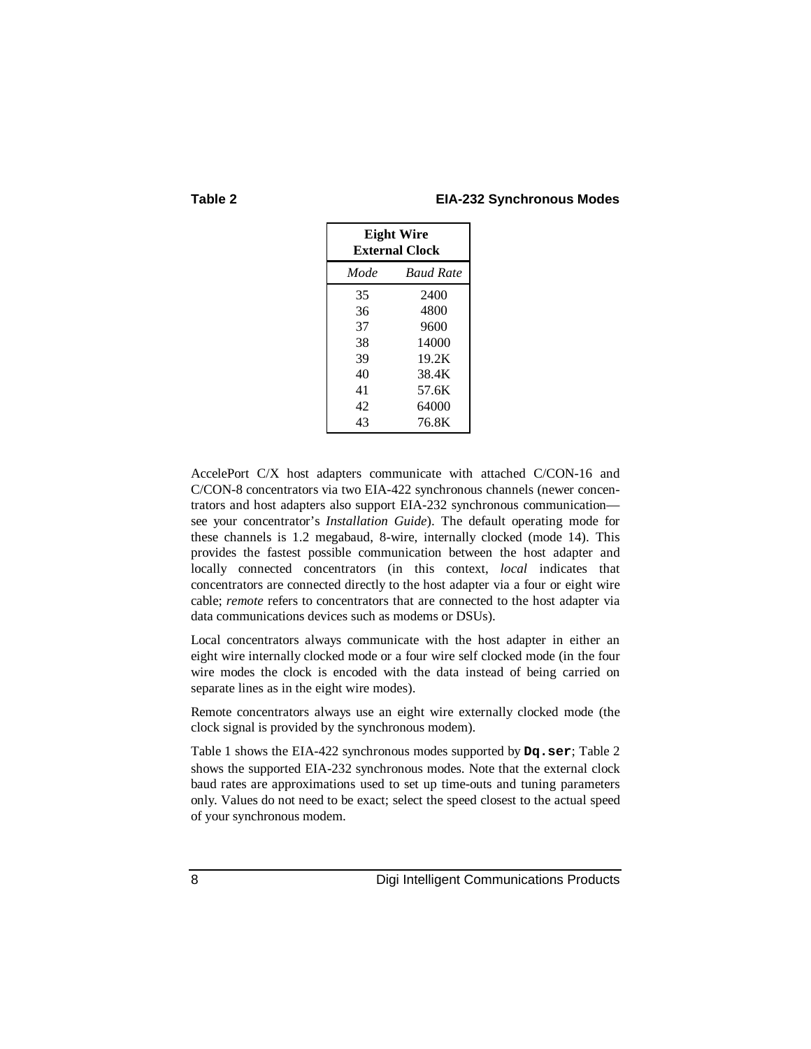**Table 2** **EIA-232 Synchronous Modes**

| **Eight Wire External Clock** | |
|---|---|
| *Mode* | *Baud Rate* |
| 35 | 2400 |
| 36 | 4800 |
| 37 | 9600 |
| 38 | 14000 |
| 39 | 19.2K |
| 40 | 38.4K |
| 41 | 57.6K |
| 42 | 64000 |
| 43 | 76.8K |

AccelePort C/X host adapters communicate with attached C/CON-16 and C/CON-8 concentrators via two EIA-422 synchronous channels (newer concentrators and host adapters also support EIA-232 synchronous communication—see your concentrator's *Installation Guide*). The default operating mode for these channels is 1.2 megabaud, 8-wire, internally clocked (mode 14). This provides the fastest possible communication between the host adapter and locally connected concentrators (in this context, *local* indicates that concentrators are connected directly to the host adapter via a four or eight wire cable; *remote* refers to concentrators that are connected to the host adapter via data communications devices such as modems or DSUs).

Local concentrators always communicate with the host adapter in either an eight wire internally clocked mode or a four wire self clocked mode (in the four wire modes the clock is encoded with the data instead of being carried on separate lines as in the eight wire modes).

Remote concentrators always use an eight wire externally clocked mode (the clock signal is provided by the synchronous modem).

Table 1 shows the EIA-422 synchronous modes supported by **`Dq.ser`**; Table 2 shows the supported EIA-232 synchronous modes. Note that the external clock baud rates are approximations used to set up time-outs and tuning parameters only. Values do not need to be exact; select the speed closest to the actual speed of your synchronous modem.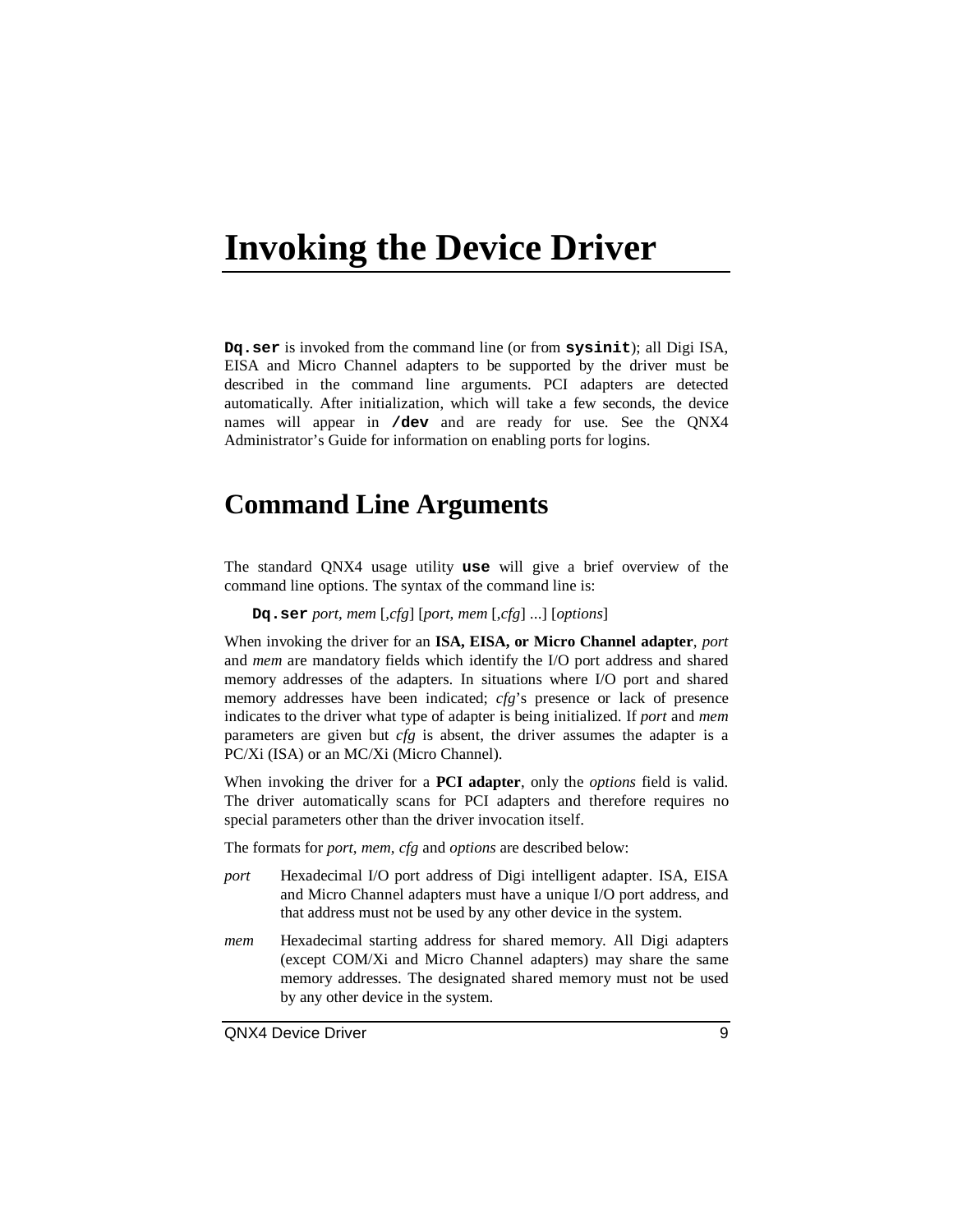# Invoking the Device Driver

**Dq.ser** is invoked from the command line (or from **sysinit**); all Digi ISA, EISA and Micro Channel adapters to be supported by the driver must be described in the command line arguments. PCI adapters are detected automatically. After initialization, which will take a few seconds, the device names will appear in **/dev** and are ready for use. See the QNX4 Administrator's Guide for information on enabling ports for logins.

## Command Line Arguments

The standard QNX4 usage utility **use** will give a brief overview of the command line options. The syntax of the command line is:

**Dq.ser** *port*, *mem* [,*cfg*] [*port*, *mem* [,*cfg*] ...] [*options*]

When invoking the driver for an **ISA, EISA, or Micro Channel adapter**, *port* and *mem* are mandatory fields which identify the I/O port address and shared memory addresses of the adapters. In situations where I/O port and shared memory addresses have been indicated; *cfg*'s presence or lack of presence indicates to the driver what type of adapter is being initialized. If *port* and *mem* parameters are given but *cfg* is absent, the driver assumes the adapter is a PC/Xi (ISA) or an MC/Xi (Micro Channel).

When invoking the driver for a **PCI adapter**, only the *options* field is valid. The driver automatically scans for PCI adapters and therefore requires no special parameters other than the driver invocation itself.

The formats for *port*, *mem*, *cfg* and *options* are described below:

*port* Hexadecimal I/O port address of Digi intelligent adapter. ISA, EISA and Micro Channel adapters must have a unique I/O port address, and that address must not be used by any other device in the system.

*mem* Hexadecimal starting address for shared memory. All Digi adapters (except COM/Xi and Micro Channel adapters) may share the same memory addresses. The designated shared memory must not be used by any other device in the system.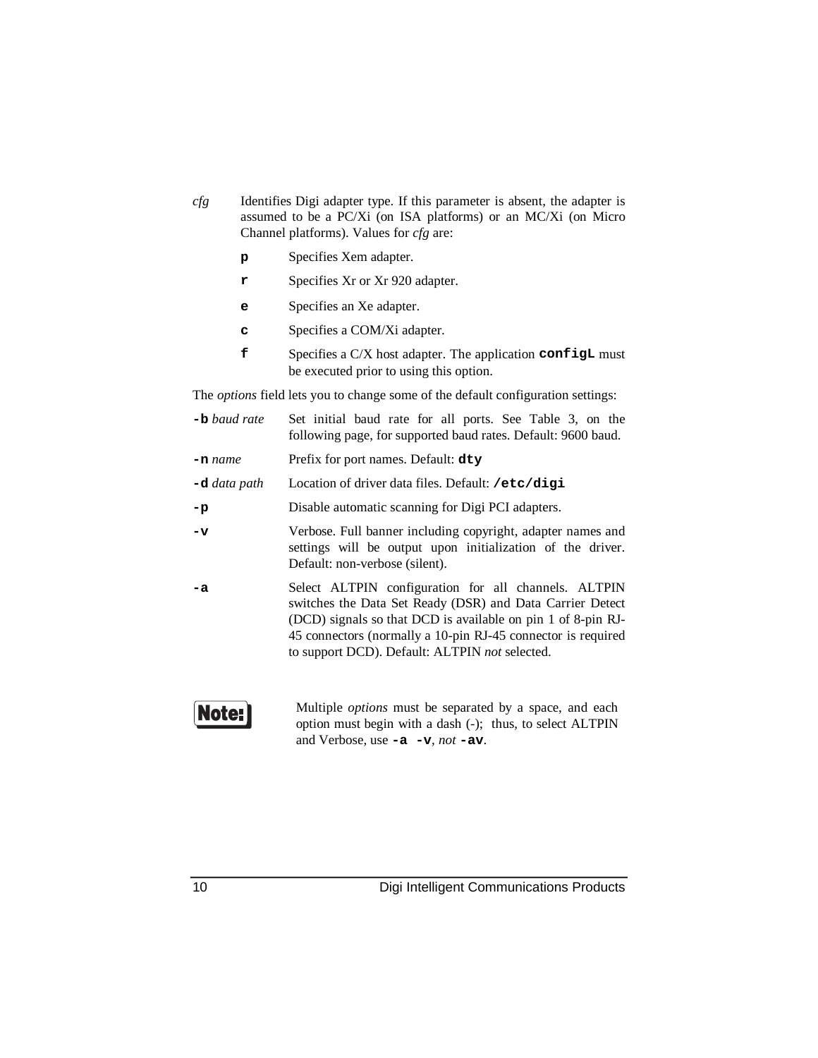*cfg* Identifies Digi adapter type. If this parameter is absent, the adapter is assumed to be a PC/Xi (on ISA platforms) or an MC/Xi (on Micro Channel platforms). Values for *cfg* are:

- **`p`** Specifies Xem adapter.
- **`r`** Specifies Xr or Xr 920 adapter.
- **`e`** Specifies an Xe adapter.
- **`c`** Specifies a COM/Xi adapter.
- **`f`** Specifies a C/X host adapter. The application **`configL`** must be executed prior to using this option.

The *options* field lets you to change some of the default configuration settings:

**`-b`** *baud rate* Set initial baud rate for all ports. See Table 3, on the following page, for supported baud rates. Default: 9600 baud.

**`-n`** *name* Prefix for port names. Default: **`dty`**

**`-d`** *data path* Location of driver data files. Default: **`/etc/digi`**

**`-p`** Disable automatic scanning for Digi PCI adapters.

**`-v`** Verbose. Full banner including copyright, adapter names and settings will be output upon initialization of the driver. Default: non-verbose (silent).

**`-a`** Select ALTPIN configuration for all channels. ALTPIN switches the Data Set Ready (DSR) and Data Carrier Detect (DCD) signals so that DCD is available on pin 1 of 8-pin RJ-45 connectors (normally a 10-pin RJ-45 connector is required to support DCD). Default: ALTPIN *not* selected.

**Note:** Multiple *options* must be separated by a space, and each option must begin with a dash (-); thus, to select ALTPIN and Verbose, use **`-a -v`**, *not* **`-av`**.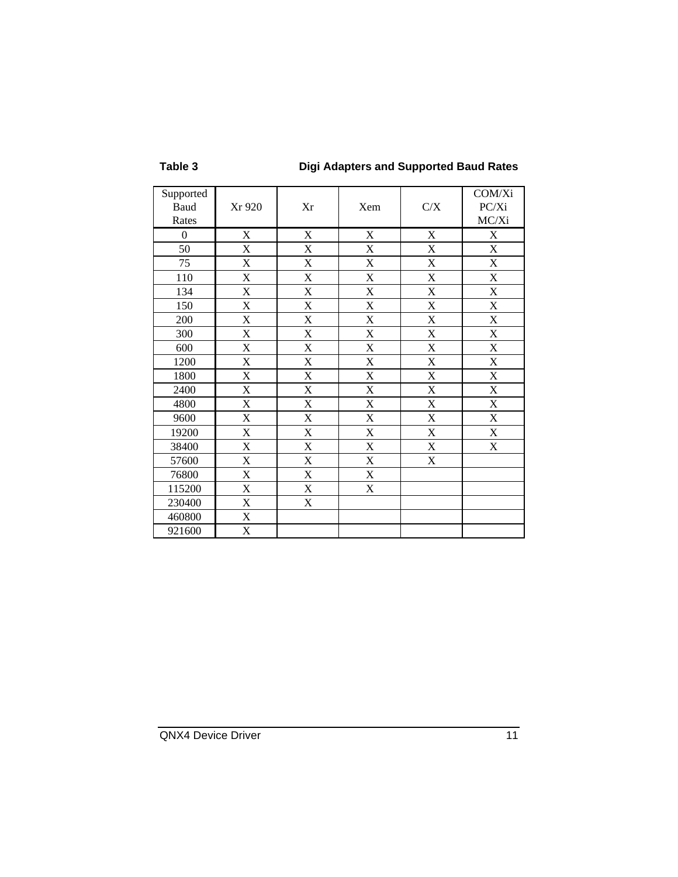**Table 3 Digi Adapters and Supported Baud Rates**

| Supported Baud Rates | Xr 920 | Xr | Xem | C/X | COM/Xi PC/Xi MC/Xi |
|---|---|---|---|---|---|
| 0 | X | X | X | X | X |
| 50 | X | X | X | X | X |
| 75 | X | X | X | X | X |
| 110 | X | X | X | X | X |
| 134 | X | X | X | X | X |
| 150 | X | X | X | X | X |
| 200 | X | X | X | X | X |
| 300 | X | X | X | X | X |
| 600 | X | X | X | X | X |
| 1200 | X | X | X | X | X |
| 1800 | X | X | X | X | X |
| 2400 | X | X | X | X | X |
| 4800 | X | X | X | X | X |
| 9600 | X | X | X | X | X |
| 19200 | X | X | X | X | X |
| 38400 | X | X | X | X | X |
| 57600 | X | X | X | X | |
| 76800 | X | X | X | | |
| 115200 | X | X | X | | |
| 230400 | X | X | | | |
| 460800 | X | | | | |
| 921600 | X | | | | |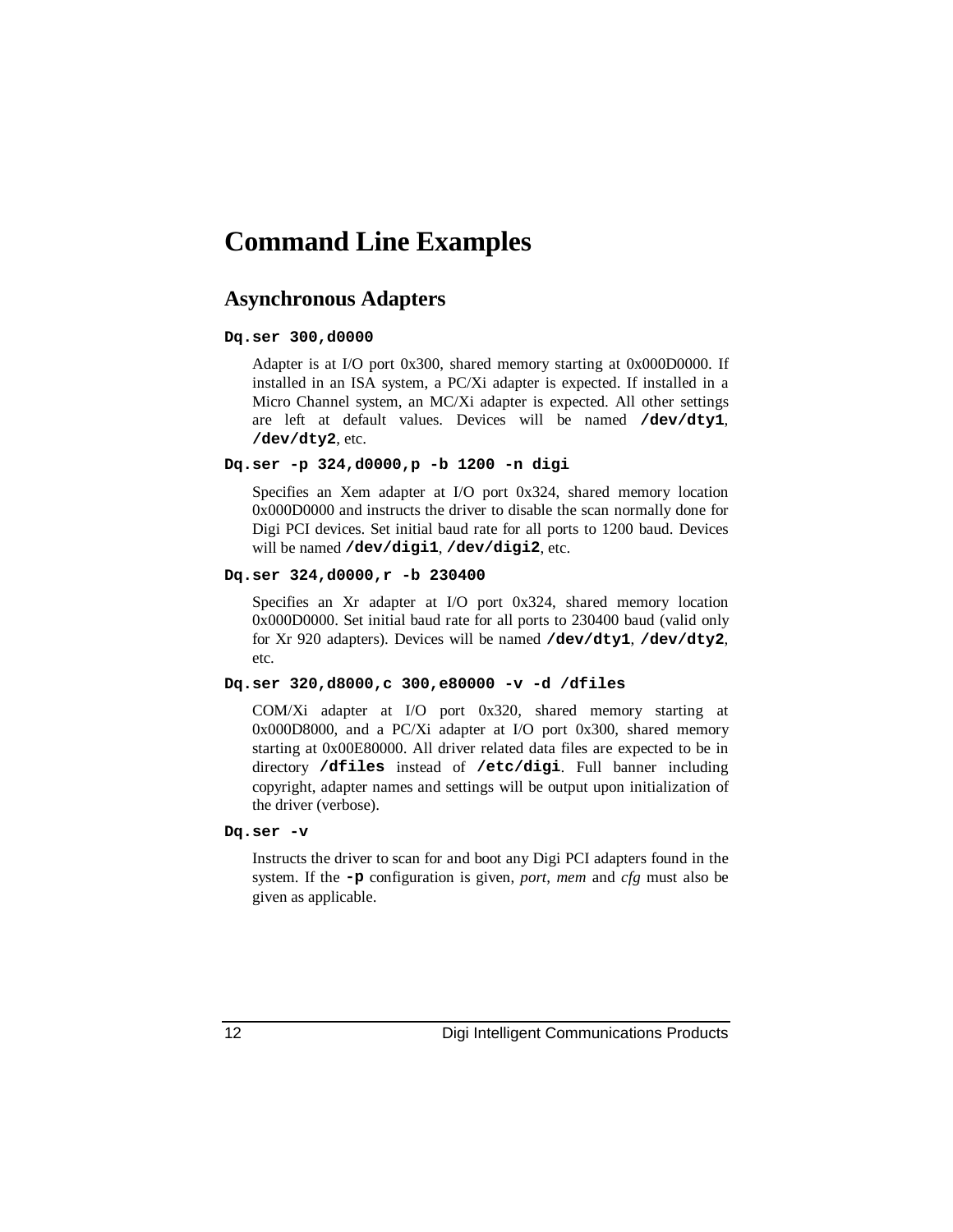# Command Line Examples

## Asynchronous Adapters

**`Dq.ser 300,d0000`**

Adapter is at I/O port 0x300, shared memory starting at 0x000D0000. If installed in an ISA system, a PC/Xi adapter is expected. If installed in a Micro Channel system, an MC/Xi adapter is expected. All other settings are left at default values. Devices will be named **`/dev/dty1`**, **`/dev/dty2`**, etc.

**`Dq.ser -p 324,d0000,p -b 1200 -n digi`**

Specifies an Xem adapter at I/O port 0x324, shared memory location 0x000D0000 and instructs the driver to disable the scan normally done for Digi PCI devices. Set initial baud rate for all ports to 1200 baud. Devices will be named **`/dev/digi1`**, **`/dev/digi2`**, etc.

**`Dq.ser 324,d0000,r -b 230400`**

Specifies an Xr adapter at I/O port 0x324, shared memory location 0x000D0000. Set initial baud rate for all ports to 230400 baud (valid only for Xr 920 adapters). Devices will be named **`/dev/dty1`**, **`/dev/dty2`**, etc.

**`Dq.ser 320,d8000,c 300,e80000 -v -d /dfiles`**

COM/Xi adapter at I/O port 0x320, shared memory starting at 0x000D8000, and a PC/Xi adapter at I/O port 0x300, shared memory starting at 0x00E80000. All driver related data files are expected to be in directory **`/dfiles`** instead of **`/etc/digi`**. Full banner including copyright, adapter names and settings will be output upon initialization of the driver (verbose).

**`Dq.ser -v`**

Instructs the driver to scan for and boot any Digi PCI adapters found in the system. If the **`-p`** configuration is given, *port*, *mem* and *cfg* must also be given as applicable.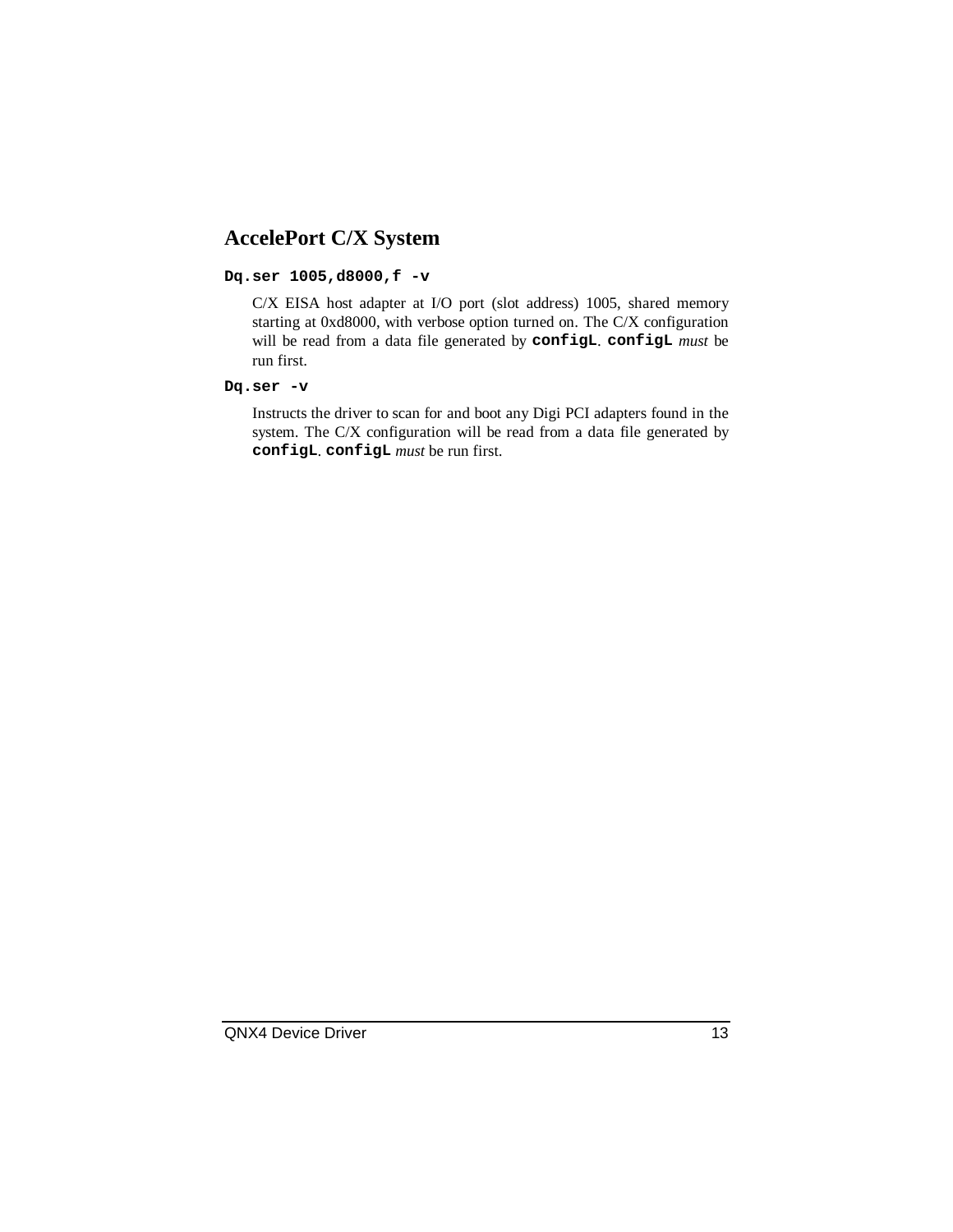## AccelePort C/X System

**`Dq.ser 1005,d8000,f -v`**

C/X EISA host adapter at I/O port (slot address) 1005, shared memory starting at 0xd8000, with verbose option turned on. The C/X configuration will be read from a data file generated by **`configL`**. **`configL`** *must* be run first.

**`Dq.ser -v`**

Instructs the driver to scan for and boot any Digi PCI adapters found in the system. The C/X configuration will be read from a data file generated by **`configL`**. **`configL`** *must* be run first.